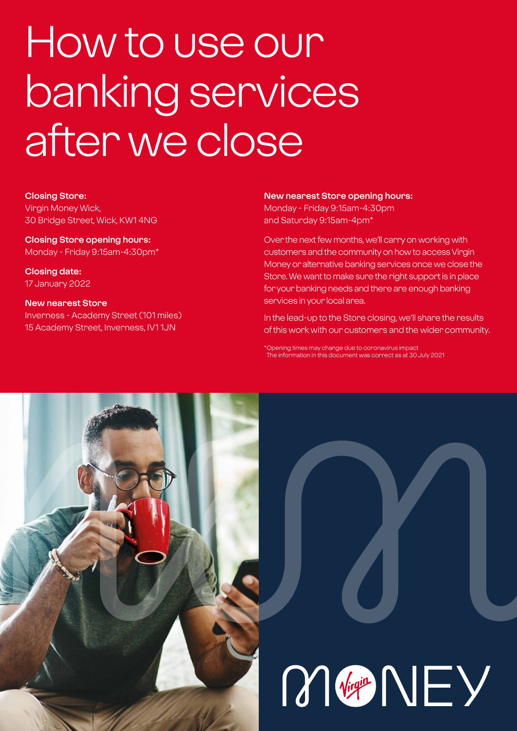# How to use our banking services after we close

**Closing Store:**
Virgin Money Wick,
30 Bridge Street, Wick, KW1 4NG

**Closing Store opening hours:**
Monday - Friday 9:15am-4:30pm*

**Closing date:**
17 January 2022

**New nearest Store**
Inverness - Academy Street (101 miles)
15 Academy Street, Inverness, IV1 1JN

**New nearest Store opening hours:**
Monday - Friday 9:15am-4:30pm
and Saturday 9:15am-4pm*

Over the next few months, we'll carry on working with customers and the community on how to access Virgin Money or alternative banking services once we close the Store. We want to make sure the right support is in place for your banking needs and there are enough banking services in your local area.

In the lead-up to the Store closing, we'll share the results of this work with our customers and the wider community.

*Opening times may change due to coronavirus impact
The information in this document was correct as at 30 July 2021

MONEY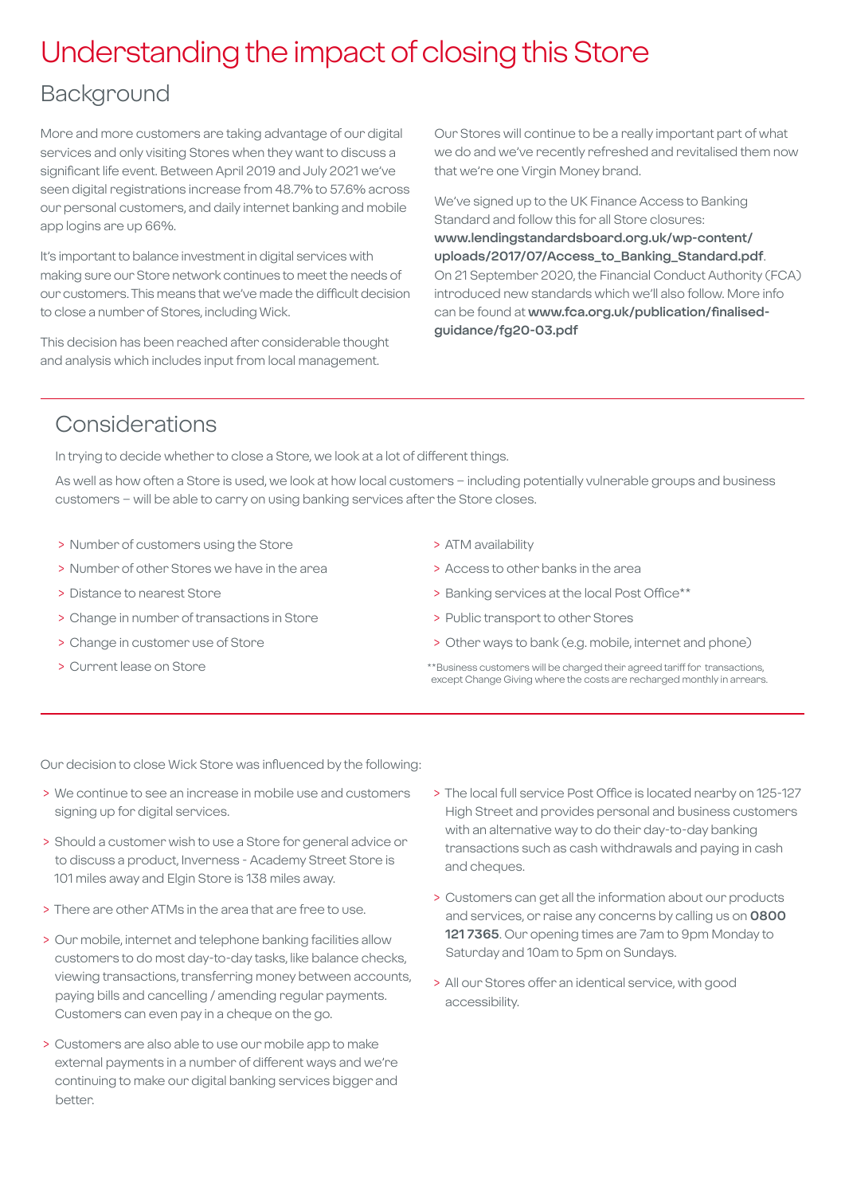# Understanding the impact of closing this Store

## Background

More and more customers are taking advantage of our digital services and only visiting Stores when they want to discuss a significant life event. Between April 2019 and July 2021 we've seen digital registrations increase from 48.7% to 57.6% across our personal customers, and daily internet banking and mobile app logins are up 66%.

It's important to balance investment in digital services with making sure our Store network continues to meet the needs of our customers. This means that we've made the difficult decision to close a number of Stores, including Wick.

This decision has been reached after considerable thought and analysis which includes input from local management.

Our Stores will continue to be a really important part of what we do and we've recently refreshed and revitalised them now that we're one Virgin Money brand.

We've signed up to the UK Finance Access to Banking Standard and follow this for all Store closures: **www.lendingstandardsboard.org.uk/wp-content/uploads/2017/07/Access_to_Banking_Standard.pdf**. On 21 September 2020, the Financial Conduct Authority (FCA) introduced new standards which we'll also follow. More info can be found at **www.fca.org.uk/publication/finalised-guidance/fg20-03.pdf**

## Considerations

In trying to decide whether to close a Store, we look at a lot of different things.

As well as how often a Store is used, we look at how local customers – including potentially vulnerable groups and business customers – will be able to carry on using banking services after the Store closes.

> Number of customers using the Store
> Number of other Stores we have in the area
> Distance to nearest Store
> Change in number of transactions in Store
> Change in customer use of Store
> Current lease on Store
> ATM availability
> Access to other banks in the area
> Banking services at the local Post Office**
> Public transport to other Stores
> Other ways to bank (e.g. mobile, internet and phone)

**Business customers will be charged their agreed tariff for transactions, except Change Giving where the costs are recharged monthly in arrears.

Our decision to close Wick Store was influenced by the following:

> We continue to see an increase in mobile use and customers signing up for digital services.

> Should a customer wish to use a Store for general advice or to discuss a product, Inverness - Academy Street Store is 101 miles away and Elgin Store is 138 miles away.

> There are other ATMs in the area that are free to use.

> Our mobile, internet and telephone banking facilities allow customers to do most day-to-day tasks, like balance checks, viewing transactions, transferring money between accounts, paying bills and cancelling / amending regular payments. Customers can even pay in a cheque on the go.

> Customers are also able to use our mobile app to make external payments in a number of different ways and we're continuing to make our digital banking services bigger and better.

> The local full service Post Office is located nearby on 125-127 High Street and provides personal and business customers with an alternative way to do their day-to-day banking transactions such as cash withdrawals and paying in cash and cheques.

> Customers can get all the information about our products and services, or raise any concerns by calling us on **0800 121 7365**. Our opening times are 7am to 9pm Monday to Saturday and 10am to 5pm on Sundays.

> All our Stores offer an identical service, with good accessibility.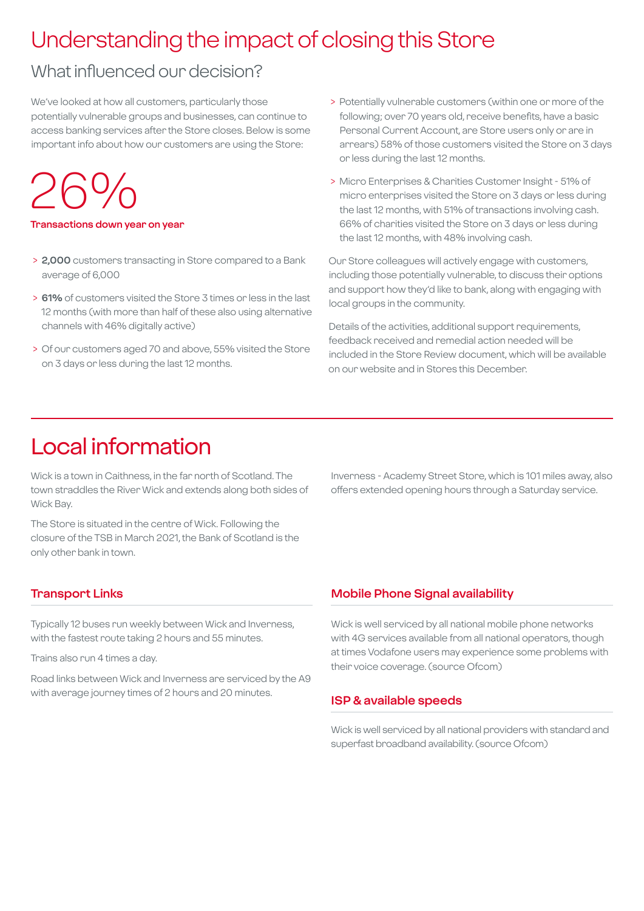# Understanding the impact of closing this Store

## What influenced our decision?

We've looked at how all customers, particularly those potentially vulnerable groups and businesses, can continue to access banking services after the Store closes. Below is some important info about how our customers are using the Store:

26%

**Transactions down year on year**

- **2,000** customers transacting in Store compared to a Bank average of 6,000
- **61%** of customers visited the Store 3 times or less in the last 12 months (with more than half of these also using alternative channels with 46% digitally active)
- Of our customers aged 70 and above, 55% visited the Store on 3 days or less during the last 12 months.
- Potentially vulnerable customers (within one or more of the following; over 70 years old, receive benefits, have a basic Personal Current Account, are Store users only or are in arrears) 58% of those customers visited the Store on 3 days or less during the last 12 months.
- Micro Enterprises & Charities Customer Insight - 51% of micro enterprises visited the Store on 3 days or less during the last 12 months, with 51% of transactions involving cash. 66% of charities visited the Store on 3 days or less during the last 12 months, with 48% involving cash.

Our Store colleagues will actively engage with customers, including those potentially vulnerable, to discuss their options and support how they'd like to bank, along with engaging with local groups in the community.

Details of the activities, additional support requirements, feedback received and remedial action needed will be included in the Store Review document, which will be available on our website and in Stores this December.

# Local information

Wick is a town in Caithness, in the far north of Scotland. The town straddles the River Wick and extends along both sides of Wick Bay.

The Store is situated in the centre of Wick. Following the closure of the TSB in March 2021, the Bank of Scotland is the only other bank in town.

Inverness - Academy Street Store, which is 101 miles away, also offers extended opening hours through a Saturday service.

### Transport Links

Typically 12 buses run weekly between Wick and Inverness, with the fastest route taking 2 hours and 55 minutes.

Trains also run 4 times a day.

Road links between Wick and Inverness are serviced by the A9 with average journey times of 2 hours and 20 minutes.

### Mobile Phone Signal availability

Wick is well serviced by all national mobile phone networks with 4G services available from all national operators, though at times Vodafone users may experience some problems with their voice coverage. (source Ofcom)

### ISP & available speeds

Wick is well serviced by all national providers with standard and superfast broadband availability. (source Ofcom)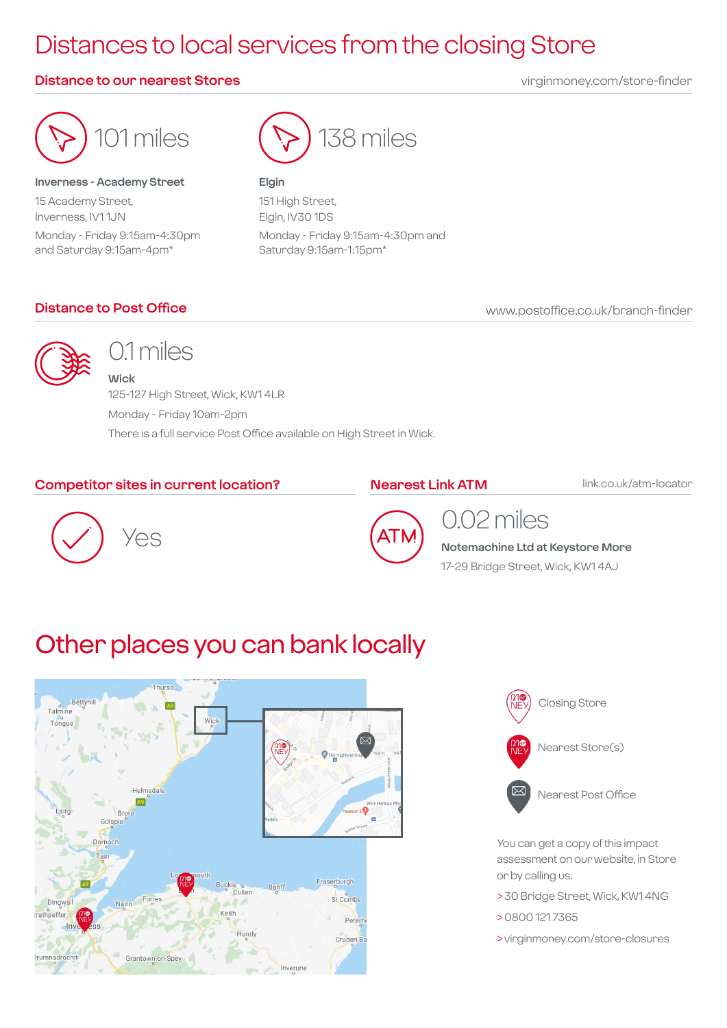# Distances to local services from the closing Store

## Distance to our nearest Stores

virginmoney.com/store-finder

101 miles

**Inverness - Academy Street**

15 Academy Street,
Inverness, IV1 1JN

Monday - Friday 9:15am-4:30pm
and Saturday 9:15am-4pm*

138 miles

**Elgin**

151 High Street,
Elgin, IV30 1DS

Monday - Friday 9:15am-4:30pm and
Saturday 9:15am-1:15pm*

## Distance to Post Office

www.postoffice.co.uk/branch-finder

0.1 miles

**Wick**

125-127 High Street, Wick, KW1 4LR

Monday - Friday 10am-2pm

There is a full service Post Office available on High Street in Wick.

## Competitor sites in current location?

Yes

## Nearest Link ATM

link.co.uk/atm-locator

0.02 miles

**Notemachine Ltd at Keystore More**

17-29 Bridge Street, Wick, KW1 4AJ

# Other places you can bank locally

Closing Store

Nearest Store(s)

Nearest Post Office

You can get a copy of this impact assessment on our website, in Store or by calling us.

> 30 Bridge Street, Wick, KW1 4NG

> 0800 121 7365

> virginmoney.com/store-closures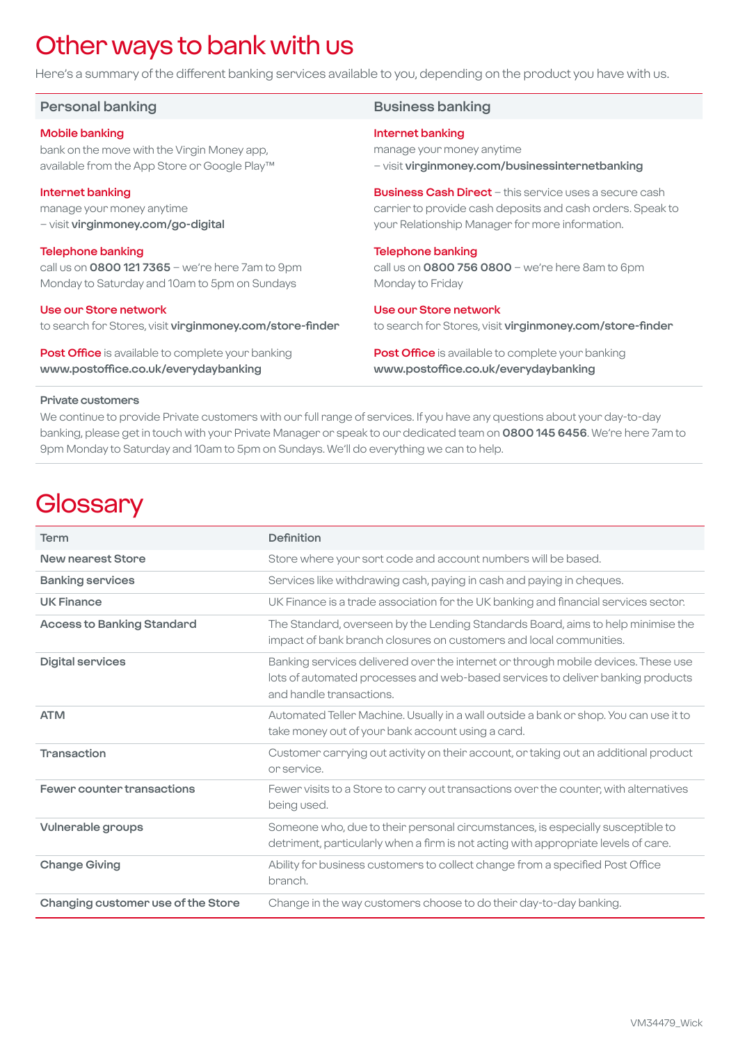# Other ways to bank with us

Here's a summary of the different banking services available to you, depending on the product you have with us.

## Personal banking

**Mobile banking**
bank on the move with the Virgin Money app, available from the App Store or Google Play™

**Internet banking**
manage your money anytime
– visit **virginmoney.com/go-digital**

**Telephone banking**
call us on **0800 121 7365** – we're here 7am to 9pm Monday to Saturday and 10am to 5pm on Sundays

**Use our Store network**
to search for Stores, visit **virginmoney.com/store-finder**

**Post Office** is available to complete your banking
**www.postoffice.co.uk/everydaybanking**

## Business banking

**Internet banking**
manage your money anytime
– visit **virginmoney.com/businessinternetbanking**

**Business Cash Direct** – this service uses a secure cash carrier to provide cash deposits and cash orders. Speak to your Relationship Manager for more information.

**Telephone banking**
call us on **0800 756 0800** – we're here 8am to 6pm Monday to Friday

**Use our Store network**
to search for Stores, visit **virginmoney.com/store-finder**

**Post Office** is available to complete your banking
**www.postoffice.co.uk/everydaybanking**

**Private customers**

We continue to provide Private customers with our full range of services. If you have any questions about your day-to-day banking, please get in touch with your Private Manager or speak to our dedicated team on **0800 145 6456**. We're here 7am to 9pm Monday to Saturday and 10am to 5pm on Sundays. We'll do everything we can to help.

# Glossary

| Term | Definition |
|---|---|
| **New nearest Store** | Store where your sort code and account numbers will be based. |
| **Banking services** | Services like withdrawing cash, paying in cash and paying in cheques. |
| **UK Finance** | UK Finance is a trade association for the UK banking and financial services sector. |
| **Access to Banking Standard** | The Standard, overseen by the Lending Standards Board, aims to help minimise the impact of bank branch closures on customers and local communities. |
| **Digital services** | Banking services delivered over the internet or through mobile devices. These use lots of automated processes and web-based services to deliver banking products and handle transactions. |
| **ATM** | Automated Teller Machine. Usually in a wall outside a bank or shop. You can use it to take money out of your bank account using a card. |
| **Transaction** | Customer carrying out activity on their account, or taking out an additional product or service. |
| **Fewer counter transactions** | Fewer visits to a Store to carry out transactions over the counter, with alternatives being used. |
| **Vulnerable groups** | Someone who, due to their personal circumstances, is especially susceptible to detriment, particularly when a firm is not acting with appropriate levels of care. |
| **Change Giving** | Ability for business customers to collect change from a specified Post Office branch. |
| **Changing customer use of the Store** | Change in the way customers choose to do their day-to-day banking. |

VM34479_Wick